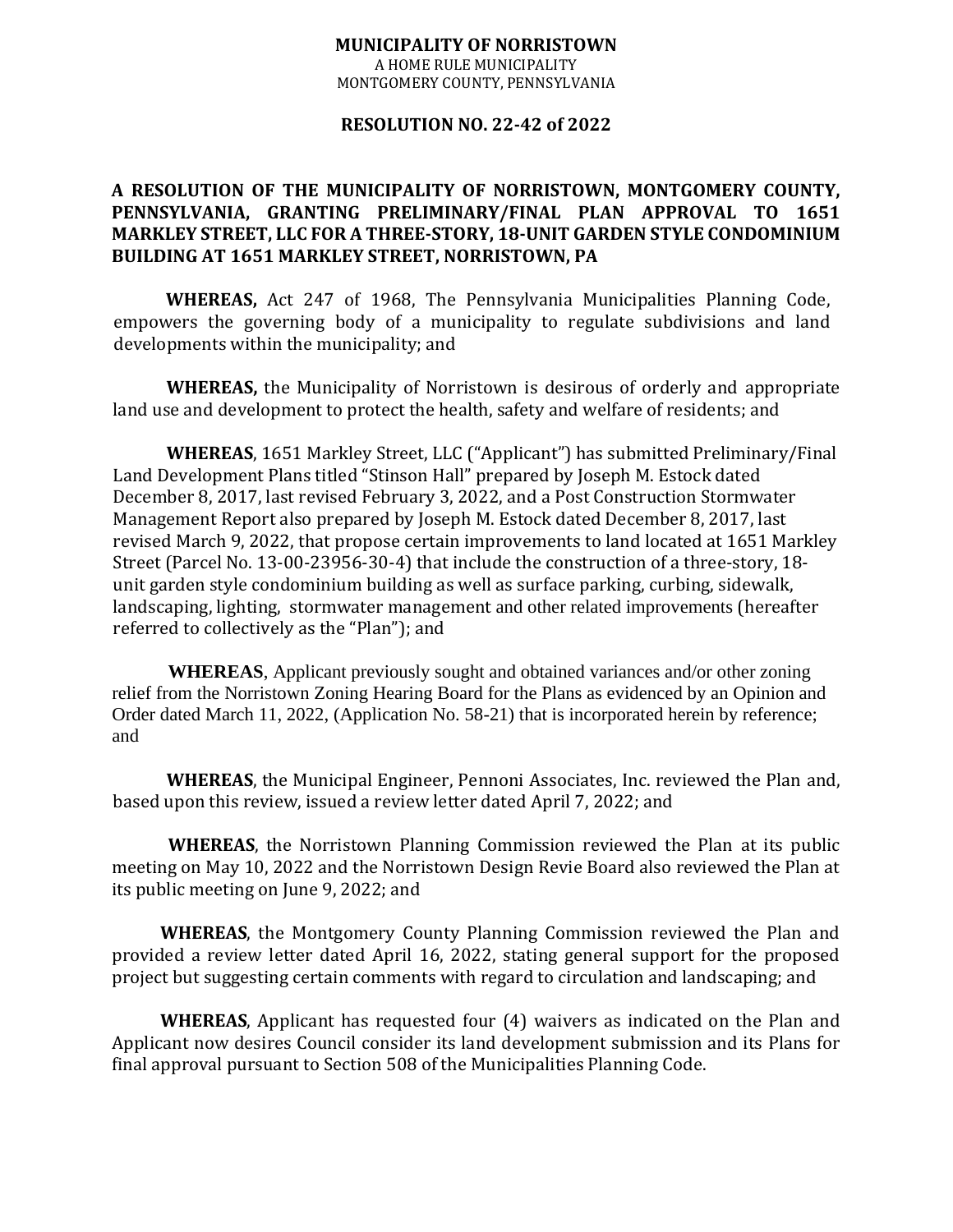**MUNICIPALITY OF NORRISTOWN**
A HOME RULE MUNICIPALITY
MONTGOMERY COUNTY, PENNSYLVANIA

**RESOLUTION NO. 22-42 of 2022**

# A RESOLUTION OF THE MUNICIPALITY OF NORRISTOWN, MONTGOMERY COUNTY, PENNSYLVANIA, GRANTING PRELIMINARY/FINAL PLAN APPROVAL TO 1651 MARKLEY STREET, LLC FOR A THREE-STORY, 18-UNIT GARDEN STYLE CONDOMINIUM BUILDING AT 1651 MARKLEY STREET, NORRISTOWN, PA

**WHEREAS,** Act 247 of 1968, The Pennsylvania Municipalities Planning Code, empowers the governing body of a municipality to regulate subdivisions and land developments within the municipality; and

**WHEREAS,** the Municipality of Norristown is desirous of orderly and appropriate land use and development to protect the health, safety and welfare of residents; and

**WHEREAS**, 1651 Markley Street, LLC ("Applicant") has submitted Preliminary/Final Land Development Plans titled "Stinson Hall" prepared by Joseph M. Estock dated December 8, 2017, last revised February 3, 2022, and a Post Construction Stormwater Management Report also prepared by Joseph M. Estock dated December 8, 2017, last revised March 9, 2022, that propose certain improvements to land located at 1651 Markley Street (Parcel No. 13-00-23956-30-4) that include the construction of a three-story, 18-unit garden style condominium building as well as surface parking, curbing, sidewalk, landscaping, lighting, stormwater management and other related improvements (hereafter referred to collectively as the "Plan"); and

**WHEREAS**, Applicant previously sought and obtained variances and/or other zoning relief from the Norristown Zoning Hearing Board for the Plans as evidenced by an Opinion and Order dated March 11, 2022, (Application No. 58-21) that is incorporated herein by reference; and

**WHEREAS**, the Municipal Engineer, Pennoni Associates, Inc. reviewed the Plan and, based upon this review, issued a review letter dated April 7, 2022; and

**WHEREAS**, the Norristown Planning Commission reviewed the Plan at its public meeting on May 10, 2022 and the Norristown Design Revie Board also reviewed the Plan at its public meeting on June 9, 2022; and

**WHEREAS**, the Montgomery County Planning Commission reviewed the Plan and provided a review letter dated April 16, 2022, stating general support for the proposed project but suggesting certain comments with regard to circulation and landscaping; and

**WHEREAS**, Applicant has requested four (4) waivers as indicated on the Plan and Applicant now desires Council consider its land development submission and its Plans for final approval pursuant to Section 508 of the Municipalities Planning Code.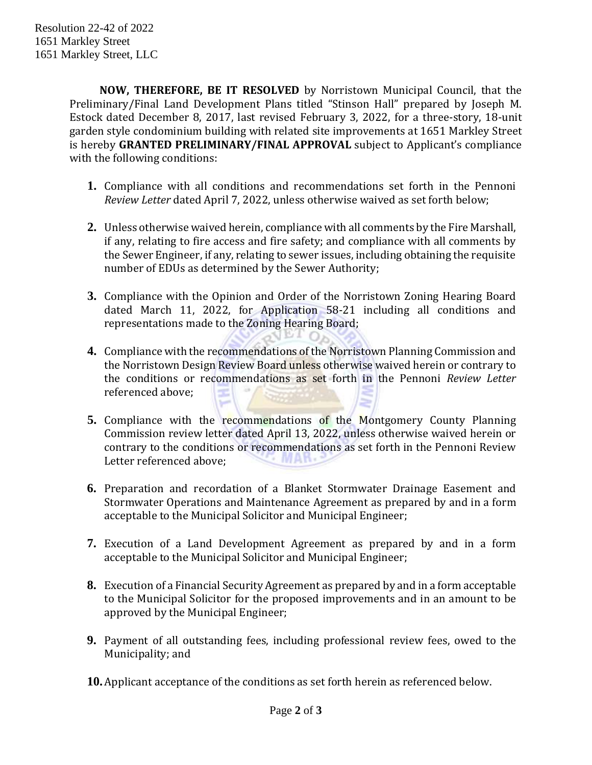Resolution 22-42 of 2022
1651 Markley Street
1651 Markley Street, LLC

**NOW, THEREFORE, BE IT RESOLVED** by Norristown Municipal Council, that the Preliminary/Final Land Development Plans titled "Stinson Hall" prepared by Joseph M. Estock dated December 8, 2017, last revised February 3, 2022, for a three-story, 18-unit garden style condominium building with related site improvements at 1651 Markley Street is hereby **GRANTED PRELIMINARY/FINAL APPROVAL** subject to Applicant's compliance with the following conditions:

1. Compliance with all conditions and recommendations set forth in the Pennoni *Review Letter* dated April 7, 2022, unless otherwise waived as set forth below;

2. Unless otherwise waived herein, compliance with all comments by the Fire Marshall, if any, relating to fire access and fire safety; and compliance with all comments by the Sewer Engineer, if any, relating to sewer issues, including obtaining the requisite number of EDUs as determined by the Sewer Authority;

3. Compliance with the Opinion and Order of the Norristown Zoning Hearing Board dated March 11, 2022, for Application 58-21 including all conditions and representations made to the Zoning Hearing Board;

4. Compliance with the recommendations of the Norristown Planning Commission and the Norristown Design Review Board unless otherwise waived herein or contrary to the conditions or recommendations as set forth in the Pennoni *Review Letter* referenced above;

5. Compliance with the recommendations of the Montgomery County Planning Commission review letter dated April 13, 2022, unless otherwise waived herein or contrary to the conditions or recommendations as set forth in the Pennoni Review Letter referenced above;

6. Preparation and recordation of a Blanket Stormwater Drainage Easement and Stormwater Operations and Maintenance Agreement as prepared by and in a form acceptable to the Municipal Solicitor and Municipal Engineer;

7. Execution of a Land Development Agreement as prepared by and in a form acceptable to the Municipal Solicitor and Municipal Engineer;

8. Execution of a Financial Security Agreement as prepared by and in a form acceptable to the Municipal Solicitor for the proposed improvements and in an amount to be approved by the Municipal Engineer;

9. Payment of all outstanding fees, including professional review fees, owed to the Municipality; and

10. Applicant acceptance of the conditions as set forth herein as referenced below.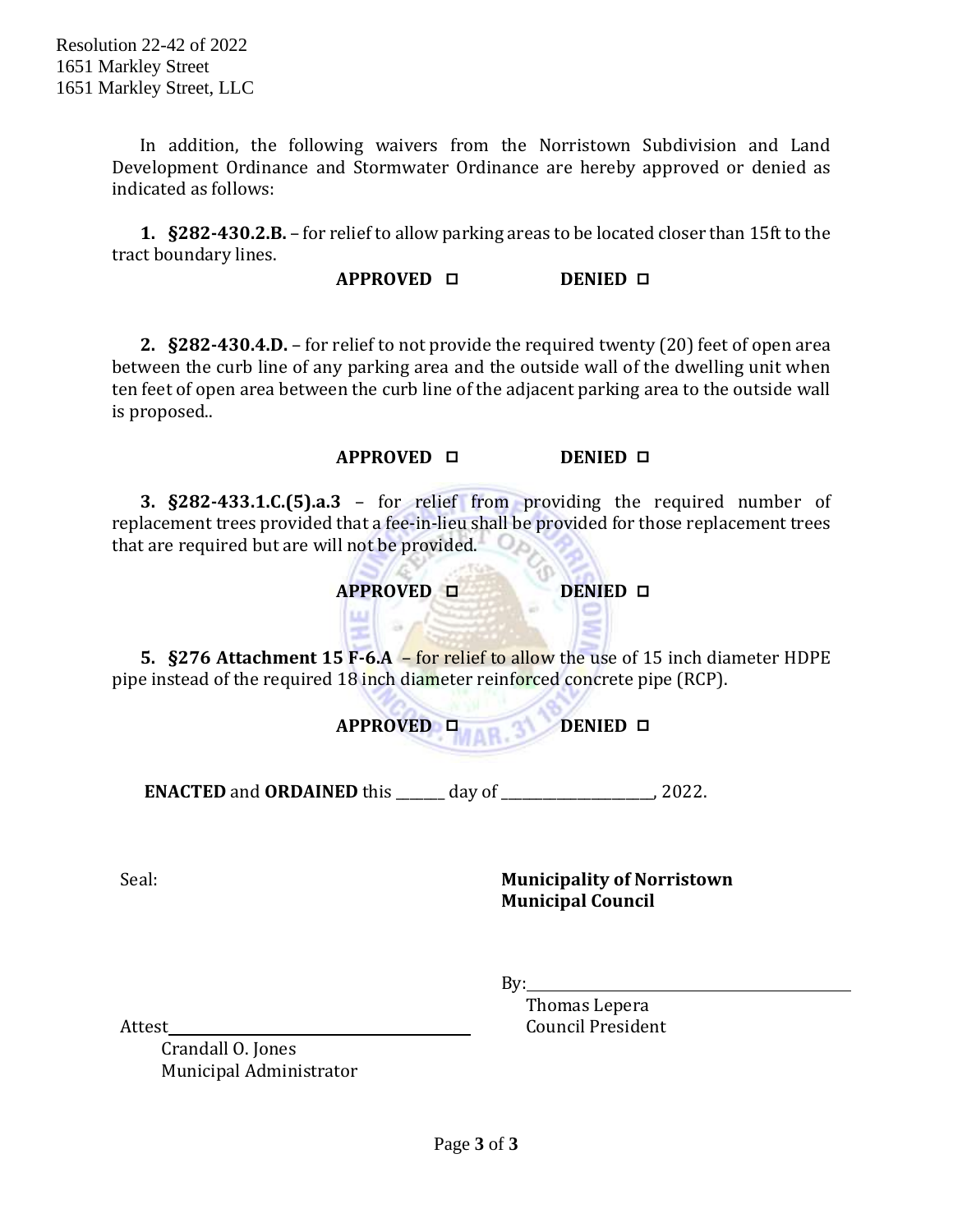Resolution 22-42 of 2022
1651 Markley Street
1651 Markley Street, LLC

In addition, the following waivers from the Norristown Subdivision and Land Development Ordinance and Stormwater Ordinance are hereby approved or denied as indicated as follows:

**1. §282-430.2.B.** – for relief to allow parking areas to be located closer than 15ft to the tract boundary lines.

**APPROVED** ☐ **DENIED** ☐

**2. §282-430.4.D.** – for relief to not provide the required twenty (20) feet of open area between the curb line of any parking area and the outside wall of the dwelling unit when ten feet of open area between the curb line of the adjacent parking area to the outside wall is proposed..

**APPROVED** ☐ **DENIED** ☐

**3. §282-433.1.C.(5).a.3** – for relief from providing the required number of replacement trees provided that a fee-in-lieu shall be provided for those replacement trees that are required but are will not be provided.

**APPROVED** ☐ **DENIED** ☐

**5. §276 Attachment 15 F-6.A** – for relief to allow the use of 15 inch diameter HDPE pipe instead of the required 18 inch diameter reinforced concrete pipe (RCP).

**APPROVED** ☐ **DENIED** ☐

**ENACTED** and **ORDAINED** this _______ day of ______________________, 2022.

Seal:

**Municipality of Norristown**
**Municipal Council**

By:_______________________________
Thomas Lepera
Council President

Attest_______________________________
Crandall O. Jones
Municipal Administrator